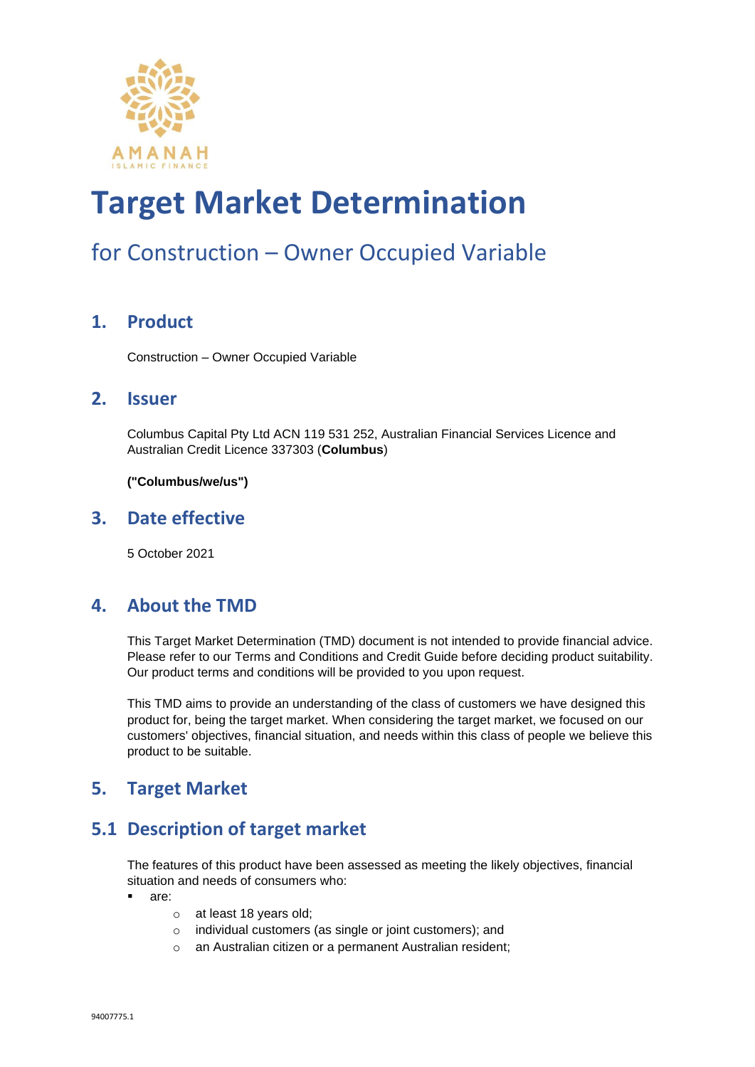# Target Market Determination

## for Construction – Owner Occupied Variable

## 1. Product

Construction – Owner Occupied Variable

## 2. Issuer

Columbus Capital Pty Ltd ACN 119 531 252, Australian Financial Services Licence and Australian Credit Licence 337303 (**Columbus**)

**("Columbus/we/us")**

## 3. Date effective

5 October 2021

## 4. About the TMD

This Target Market Determination (TMD) document is not intended to provide financial advice. Please refer to our Terms and Conditions and Credit Guide before deciding product suitability. Our product terms and conditions will be provided to you upon request.

This TMD aims to provide an understanding of the class of customers we have designed this product for, being the target market. When considering the target market, we focused on our customers' objectives, financial situation, and needs within this class of people we believe this product to be suitable.

## 5. Target Market

## 5.1 Description of target market

The features of this product have been assessed as meeting the likely objectives, financial situation and needs of consumers who:

- are:
  - at least 18 years old;
  - individual customers (as single or joint customers); and
  - an Australian citizen or a permanent Australian resident;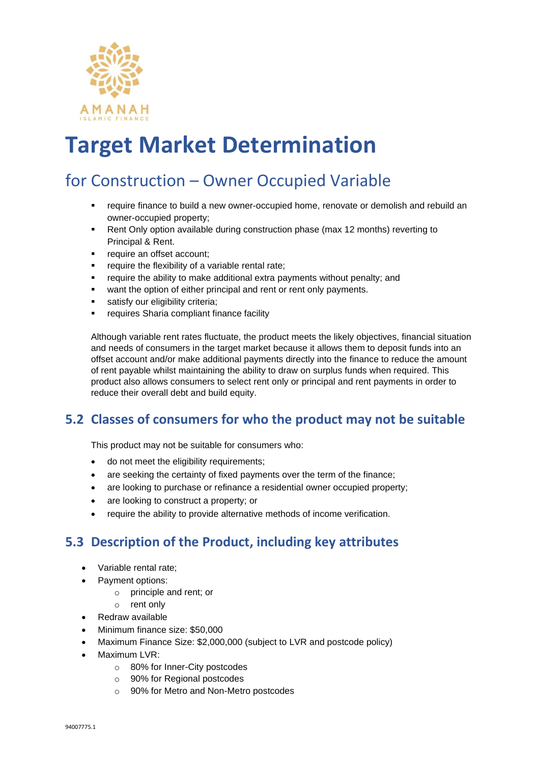AMANAH
ISLAMIC FINANCE

# Target Market Determination

## for Construction – Owner Occupied Variable

- require finance to build a new owner-occupied home, renovate or demolish and rebuild an owner-occupied property;
- Rent Only option available during construction phase (max 12 months) reverting to Principal & Rent.
- require an offset account;
- require the flexibility of a variable rental rate;
- require the ability to make additional extra payments without penalty; and
- want the option of either principal and rent or rent only payments.
- satisfy our eligibility criteria;
- requires Sharia compliant finance facility

Although variable rent rates fluctuate, the product meets the likely objectives, financial situation and needs of consumers in the target market because it allows them to deposit funds into an offset account and/or make additional payments directly into the finance to reduce the amount of rent payable whilst maintaining the ability to draw on surplus funds when required. This product also allows consumers to select rent only or principal and rent payments in order to reduce their overall debt and build equity.

## 5.2 Classes of consumers for who the product may not be suitable

This product may not be suitable for consumers who:

- do not meet the eligibility requirements;
- are seeking the certainty of fixed payments over the term of the finance;
- are looking to purchase or refinance a residential owner occupied property;
- are looking to construct a property; or
- require the ability to provide alternative methods of income verification.

## 5.3 Description of the Product, including key attributes

- Variable rental rate;
- Payment options:
  - principle and rent; or
  - rent only
- Redraw available
- Minimum finance size: $50,000
- Maximum Finance Size: $2,000,000 (subject to LVR and postcode policy)
- Maximum LVR:
  - 80% for Inner-City postcodes
  - 90% for Regional postcodes
  - 90% for Metro and Non-Metro postcodes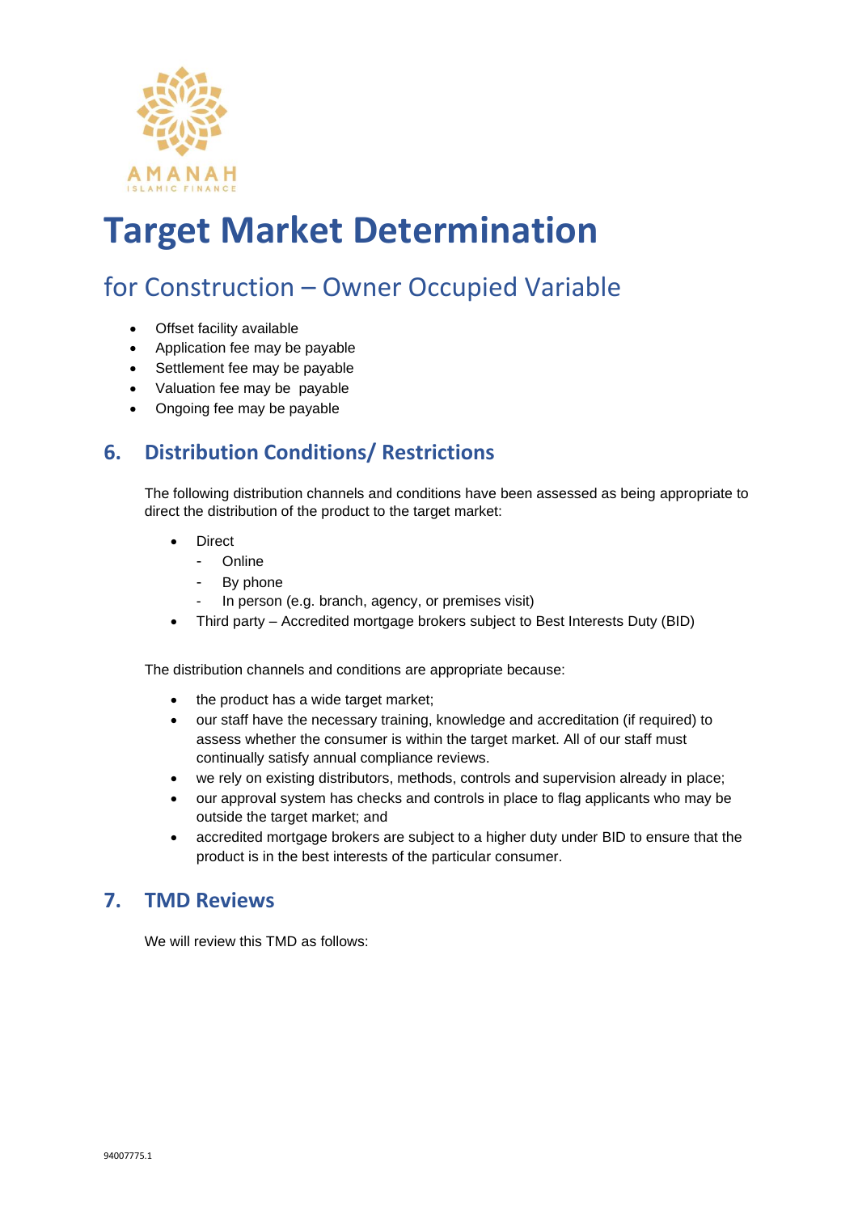# Target Market Determination

## for Construction – Owner Occupied Variable

- Offset facility available
- Application fee may be payable
- Settlement fee may be payable
- Valuation fee may be payable
- Ongoing fee may be payable

## 6. Distribution Conditions/ Restrictions

The following distribution channels and conditions have been assessed as being appropriate to direct the distribution of the product to the target market:

- Direct
  - Online
  - By phone
  - In person (e.g. branch, agency, or premises visit)
- Third party – Accredited mortgage brokers subject to Best Interests Duty (BID)

The distribution channels and conditions are appropriate because:

- the product has a wide target market;
- our staff have the necessary training, knowledge and accreditation (if required) to assess whether the consumer is within the target market. All of our staff must continually satisfy annual compliance reviews.
- we rely on existing distributors, methods, controls and supervision already in place;
- our approval system has checks and controls in place to flag applicants who may be outside the target market; and
- accredited mortgage brokers are subject to a higher duty under BID to ensure that the product is in the best interests of the particular consumer.

## 7. TMD Reviews

We will review this TMD as follows: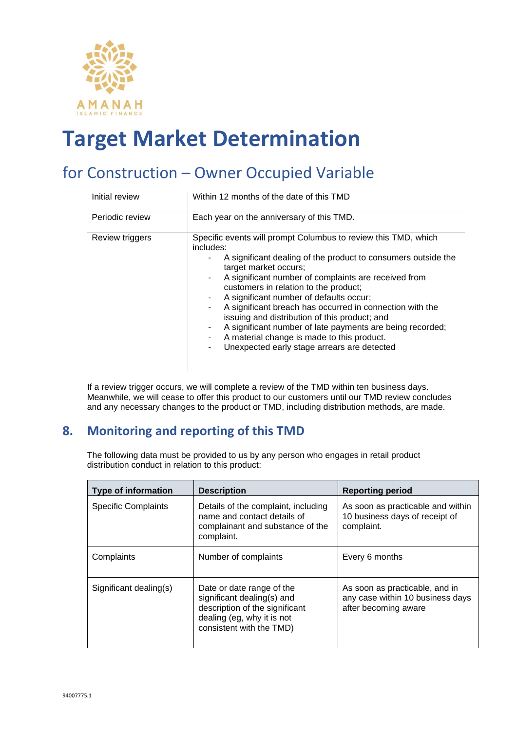AMANAH
ISLAMIC FINANCE

# Target Market Determination

## for Construction – Owner Occupied Variable

| | |
|---|---|
| Initial review | Within 12 months of the date of this TMD |
| Periodic review | Each year on the anniversary of this TMD. |
| Review triggers | Specific events will prompt Columbus to review this TMD, which includes:<br>- A significant dealing of the product to consumers outside the target market occurs;<br>- A significant number of complaints are received from customers in relation to the product;<br>- A significant number of defaults occur;<br>- A significant breach has occurred in connection with the issuing and distribution of this product; and<br>- A significant number of late payments are being recorded;<br>- A material change is made to this product.<br>- Unexpected early stage arrears are detected |

If a review trigger occurs, we will complete a review of the TMD within ten business days. Meanwhile, we will cease to offer this product to our customers until our TMD review concludes and any necessary changes to the product or TMD, including distribution methods, are made.

## 8. Monitoring and reporting of this TMD

The following data must be provided to us by any person who engages in retail product distribution conduct in relation to this product:

| Type of information | Description | Reporting period |
|---|---|---|
| Specific Complaints | Details of the complaint, including name and contact details of complainant and substance of the complaint. | As soon as practicable and within 10 business days of receipt of complaint. |
| Complaints | Number of complaints | Every 6 months |
| Significant dealing(s) | Date or date range of the significant dealing(s) and description of the significant dealing (eg, why it is not consistent with the TMD) | As soon as practicable, and in any case within 10 business days after becoming aware |

94007775.1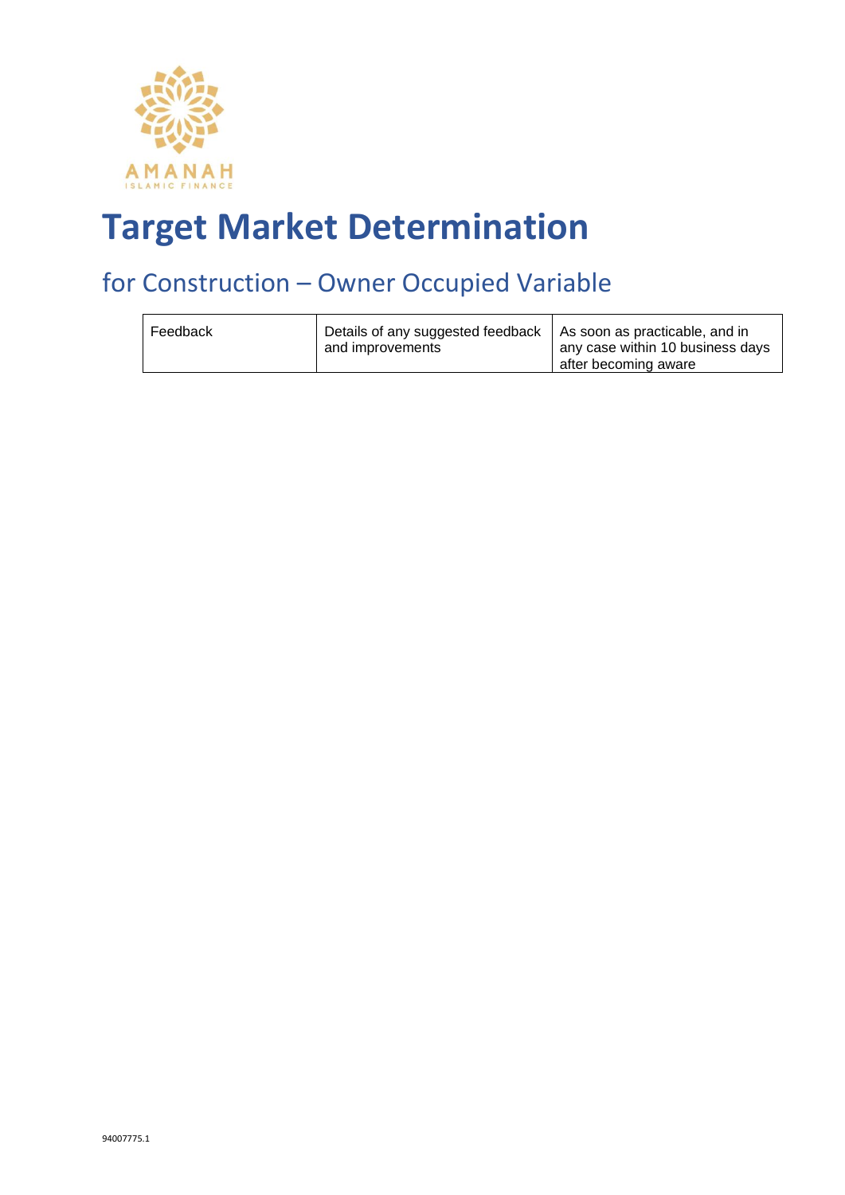AMANAH

ISLAMIC FINANCE

# Target Market Determination

## for Construction – Owner Occupied Variable

| | | |
|---|---|---|
| Feedback | Details of any suggested feedback and improvements | As soon as practicable, and in any case within 10 business days after becoming aware |

94007775.1